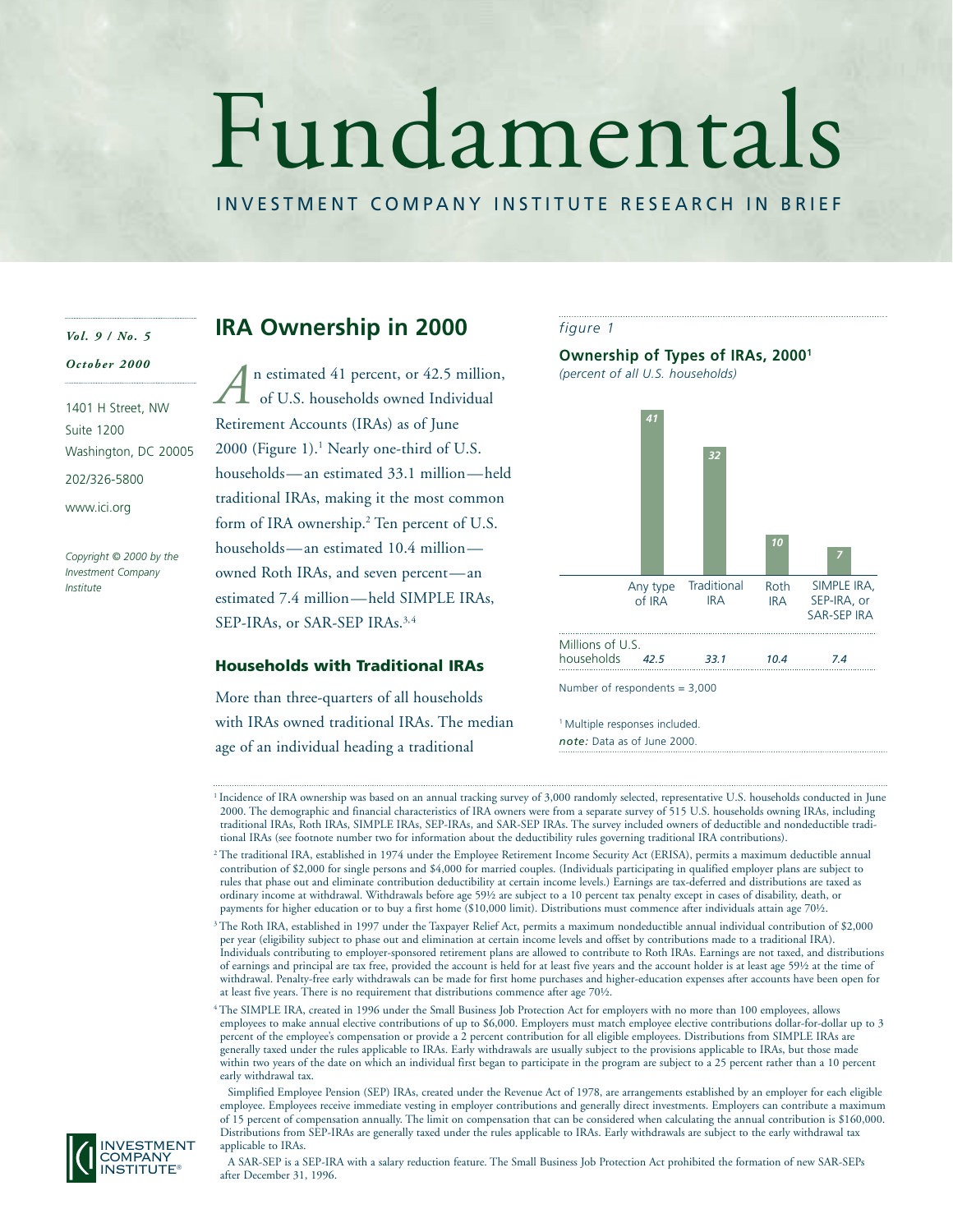# Fundamentals

INVESTMENT COMPANY INSTITUTE RESEARCH IN BRIEF

*Vol. 9 / No. 5*

*October 2000*

1401 H Street, NW
Suite 1200
Washington, DC 20005
202/326-5800
www.ici.org

*Copyright © 2000 by the Investment Company Institute*

## IRA Ownership in 2000

An estimated 41 percent, or 42.5 million, of U.S. households owned Individual Retirement Accounts (IRAs) as of June 2000 (Figure 1).[1] Nearly one-third of U.S. households—an estimated 33.1 million—held traditional IRAs, making it the most common form of IRA ownership.[2] Ten percent of U.S. households—an estimated 10.4 million—owned Roth IRAs, and seven percent—an estimated 7.4 million—held SIMPLE IRAs, SEP-IRAs, or SAR-SEP IRAs.[3,4]

### Households with Traditional IRAs

More than three-quarters of all households with IRAs owned traditional IRAs. The median age of an individual heading a traditional

*figure 1*

**Ownership of Types of IRAs, 2000[1]**
*(percent of all U.S. households)*

| | Any type of IRA | Traditional IRA | Roth IRA | SIMPLE IRA, SEP-IRA, or SAR-SEP IRA |
|---|---|---|---|---|
| Percent of all U.S. households | 41 | 32 | 10 | 7 |
| Millions of U.S. households | 42.5 | 33.1 | 10.4 | 7.4 |

Number of respondents = 3,000

[1] Multiple responses included.
*note:* Data as of June 2000.

---

[1] Incidence of IRA ownership was based on an annual tracking survey of 3,000 randomly selected, representative U.S. households conducted in June 2000. The demographic and financial characteristics of IRA owners were from a separate survey of 515 U.S. households owning IRAs, including traditional IRAs, Roth IRAs, SIMPLE IRAs, SEP-IRAs, and SAR-SEP IRAs. The survey included owners of deductible and nondeductible traditional IRAs (see footnote number two for information about the deductibility rules governing traditional IRA contributions).

[2] The traditional IRA, established in 1974 under the Employee Retirement Income Security Act (ERISA), permits a maximum deductible annual contribution of $2,000 for single persons and $4,000 for married couples. (Individuals participating in qualified employer plans are subject to rules that phase out and eliminate contribution deductibility at certain income levels.) Earnings are tax-deferred and distributions are taxed as ordinary income at withdrawal. Withdrawals before age 59½ are subject to a 10 percent tax penalty except in cases of disability, death, or payments for higher education or to buy a first home ($10,000 limit). Distributions must commence after individuals attain age 70½.

[3] The Roth IRA, established in 1997 under the Taxpayer Relief Act, permits a maximum nondeductible annual individual contribution of $2,000 per year (eligibility subject to phase out and elimination at certain income levels and offset by contributions made to a traditional IRA). Individuals contributing to employer-sponsored retirement plans are allowed to contribute to Roth IRAs. Earnings are not taxed, and distributions of earnings and principal are tax free, provided the account is held for at least five years and the account holder is at least age 59½ at the time of withdrawal. Penalty-free early withdrawals can be made for first home purchases and higher-education expenses after accounts have been open for at least five years. There is no requirement that distributions commence after age 70½.

[4] The SIMPLE IRA, created in 1996 under the Small Business Job Protection Act for employers with no more than 100 employees, allows employees to make annual elective contributions of up to $6,000. Employers must match employee elective contributions dollar-for-dollar up to 3 percent of the employee's compensation or provide a 2 percent contribution for all eligible employees. Distributions from SIMPLE IRAs are generally taxed under the rules applicable to IRAs. Early withdrawals are usually subject to the provisions applicable to IRAs, but those made within two years of the date on which an individual first began to participate in the program are subject to a 25 percent rather than a 10 percent early withdrawal tax.

Simplified Employee Pension (SEP) IRAs, created under the Revenue Act of 1978, are arrangements established by an employer for each eligible employee. Employees receive immediate vesting in employer contributions and generally direct investments. Employers can contribute a maximum of 15 percent of compensation annually. The limit on compensation that can be considered when calculating the annual contribution is $160,000. Distributions from SEP-IRAs are generally taxed under the rules applicable to IRAs. Early withdrawals are subject to the early withdrawal tax applicable to IRAs.

A SAR-SEP is a SEP-IRA with a salary reduction feature. The Small Business Job Protection Act prohibited the formation of new SAR-SEPs after December 31, 1996.

INVESTMENT COMPANY INSTITUTE®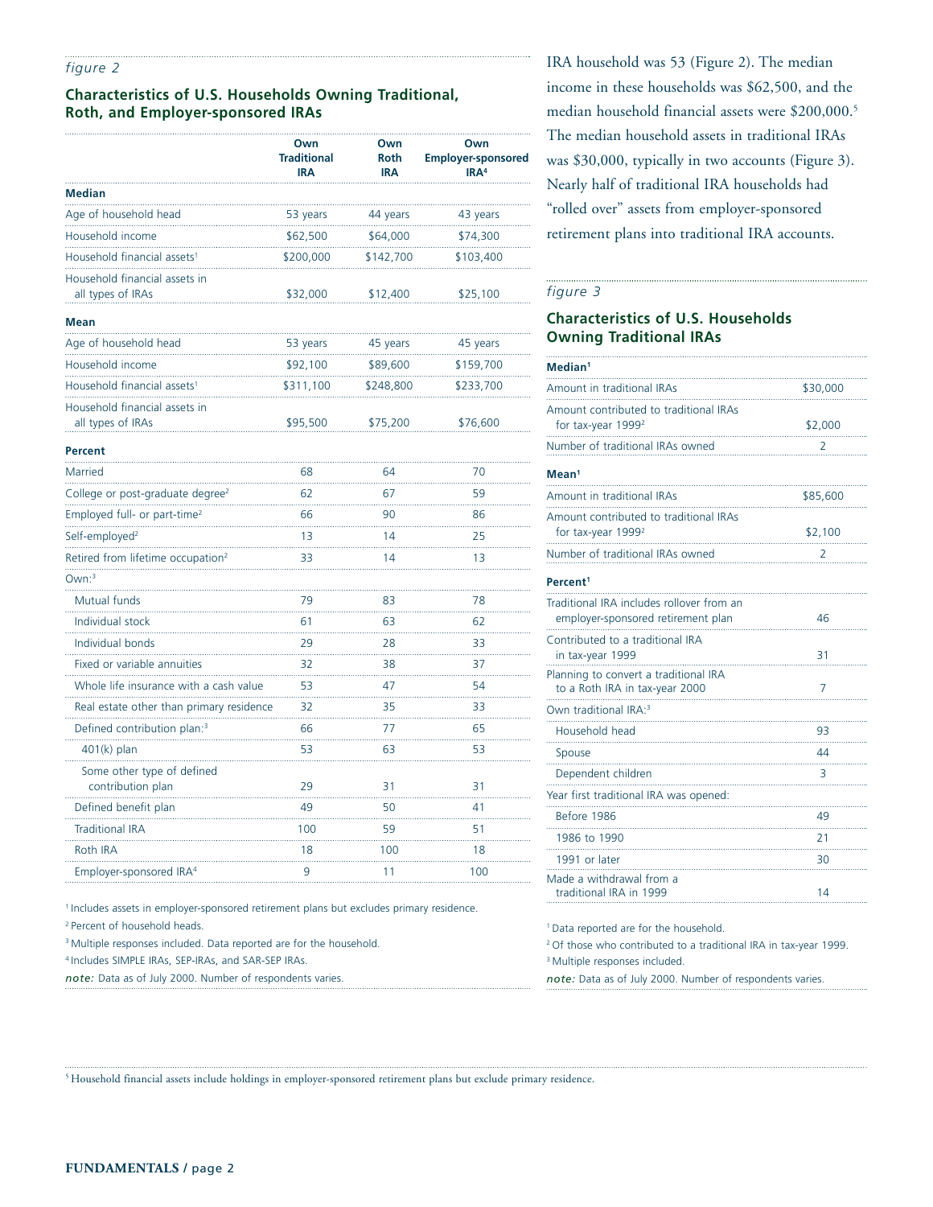*figure 2*

### Characteristics of U.S. Households Owning Traditional, Roth, and Employer-sponsored IRAs

| | Own Traditional IRA | Own Roth IRA | Own Employer-sponsored IRA[4] |
|---|---|---|---|
| **Median** | | | |
| Age of household head | 53 years | 44 years | 43 years |
| Household income | $62,500 | $64,000 | $74,300 |
| Household financial assets[1] | $200,000 | $142,700 | $103,400 |
| Household financial assets in all types of IRAs | $32,000 | $12,400 | $25,100 |
| **Mean** | | | |
| Age of household head | 53 years | 45 years | 45 years |
| Household income | $92,100 | $89,600 | $159,700 |
| Household financial assets[1] | $311,100 | $248,800 | $233,700 |
| Household financial assets in all types of IRAs | $95,500 | $75,200 | $76,600 |
| **Percent** | | | |
| Married | 68 | 64 | 70 |
| College or post-graduate degree[2] | 62 | 67 | 59 |
| Employed full- or part-time[2] | 66 | 90 | 86 |
| Self-employed[2] | 13 | 14 | 25 |
| Retired from lifetime occupation[2] | 33 | 14 | 13 |
| Own:[3] | | | |
| Mutual funds | 79 | 83 | 78 |
| Individual stock | 61 | 63 | 62 |
| Individual bonds | 29 | 28 | 33 |
| Fixed or variable annuities | 32 | 38 | 37 |
| Whole life insurance with a cash value | 53 | 47 | 54 |
| Real estate other than primary residence | 32 | 35 | 33 |
| Defined contribution plan:[3] | 66 | 77 | 65 |
| 401(k) plan | 53 | 63 | 53 |
| Some other type of defined contribution plan | 29 | 31 | 31 |
| Defined benefit plan | 49 | 50 | 41 |
| Traditional IRA | 100 | 59 | 51 |
| Roth IRA | 18 | 100 | 18 |
| Employer-sponsored IRA[4] | 9 | 11 | 100 |

[1] Includes assets in employer-sponsored retirement plans but excludes primary residence.
[2] Percent of household heads.
[3] Multiple responses included. Data reported are for the household.
[4] Includes SIMPLE IRAs, SEP-IRAs, and SAR-SEP IRAs.
*note:* Data as of July 2000. Number of respondents varies.

IRA household was 53 (Figure 2). The median income in these households was $62,500, and the median household financial assets were $200,000.[5] The median household assets in traditional IRAs was $30,000, typically in two accounts (Figure 3). Nearly half of traditional IRA households had "rolled over" assets from employer-sponsored retirement plans into traditional IRA accounts.

*figure 3*

### Characteristics of U.S. Households Owning Traditional IRAs

| | |
|---|---|
| **Median[1]** | |
| Amount in traditional IRAs | $30,000 |
| Amount contributed to traditional IRAs for tax-year 1999[2] | $2,000 |
| Number of traditional IRAs owned | 2 |
| **Mean[1]** | |
| Amount in traditional IRAs | $85,600 |
| Amount contributed to traditional IRAs for tax-year 1999[2] | $2,100 |
| Number of traditional IRAs owned | 2 |
| **Percent[1]** | |
| Traditional IRA includes rollover from an employer-sponsored retirement plan | 46 |
| Contributed to a traditional IRA in tax-year 1999 | 31 |
| Planning to convert a traditional IRA to a Roth IRA in tax-year 2000 | 7 |
| Own traditional IRA:[3] | |
| Household head | 93 |
| Spouse | 44 |
| Dependent children | 3 |
| Year first traditional IRA was opened: | |
| Before 1986 | 49 |
| 1986 to 1990 | 21 |
| 1991 or later | 30 |
| Made a withdrawal from a traditional IRA in 1999 | 14 |

[1] Data reported are for the household.
[2] Of those who contributed to a traditional IRA in tax-year 1999.
[3] Multiple responses included.
*note:* Data as of July 2000. Number of respondents varies.

[5] Household financial assets include holdings in employer-sponsored retirement plans but exclude primary residence.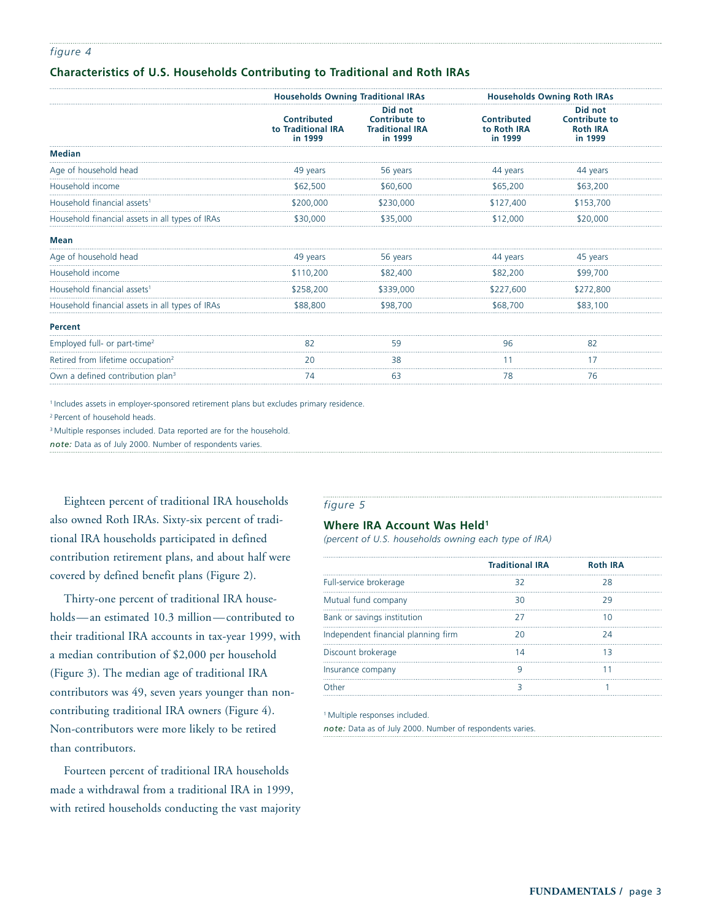*figure 4*

### Characteristics of U.S. Households Contributing to Traditional and Roth IRAs

| | Households Owning Traditional IRAs | | Households Owning Roth IRAs | |
|---|---|---|---|---|
| | Contributed to Traditional IRA in 1999 | Did not Contribute to Traditional IRA in 1999 | Contributed to Roth IRA in 1999 | Did not Contribute to Roth IRA in 1999 |
| **Median** | | | | |
| Age of household head | 49 years | 56 years | 44 years | 44 years |
| Household income | $62,500 | $60,600 | $65,200 | $63,200 |
| Household financial assets[1] | $200,000 | $230,000 | $127,400 | $153,700 |
| Household financial assets in all types of IRAs | $30,000 | $35,000 | $12,000 | $20,000 |
| **Mean** | | | | |
| Age of household head | 49 years | 56 years | 44 years | 45 years |
| Household income | $110,200 | $82,400 | $82,200 | $99,700 |
| Household financial assets[1] | $258,200 | $339,000 | $227,600 | $272,800 |
| Household financial assets in all types of IRAs | $88,800 | $98,700 | $68,700 | $83,100 |
| **Percent** | | | | |
| Employed full- or part-time[2] | 82 | 59 | 96 | 82 |
| Retired from lifetime occupation[2] | 20 | 38 | 11 | 17 |
| Own a defined contribution plan[3] | 74 | 63 | 78 | 76 |

[1] Includes assets in employer-sponsored retirement plans but excludes primary residence.

[2] Percent of household heads.

[3] Multiple responses included. Data reported are for the household.

*note:* Data as of July 2000. Number of respondents varies.

Eighteen percent of traditional IRA households also owned Roth IRAs. Sixty-six percent of traditional IRA households participated in defined contribution retirement plans, and about half were covered by defined benefit plans (Figure 2).

Thirty-one percent of traditional IRA households—an estimated 10.3 million—contributed to their traditional IRA accounts in tax-year 1999, with a median contribution of $2,000 per household (Figure 3). The median age of traditional IRA contributors was 49, seven years younger than non-contributing traditional IRA owners (Figure 4). Non-contributors were more likely to be retired than contributors.

Fourteen percent of traditional IRA households made a withdrawal from a traditional IRA in 1999, with retired households conducting the vast majority

*figure 5*

### Where IRA Account Was Held[1]

*(percent of U.S. households owning each type of IRA)*

| | Traditional IRA | Roth IRA |
|---|---|---|
| Full-service brokerage | 32 | 28 |
| Mutual fund company | 30 | 29 |
| Bank or savings institution | 27 | 10 |
| Independent financial planning firm | 20 | 24 |
| Discount brokerage | 14 | 13 |
| Insurance company | 9 | 11 |
| Other | 3 | 1 |

[1] Multiple responses included.

*note:* Data as of July 2000. Number of respondents varies.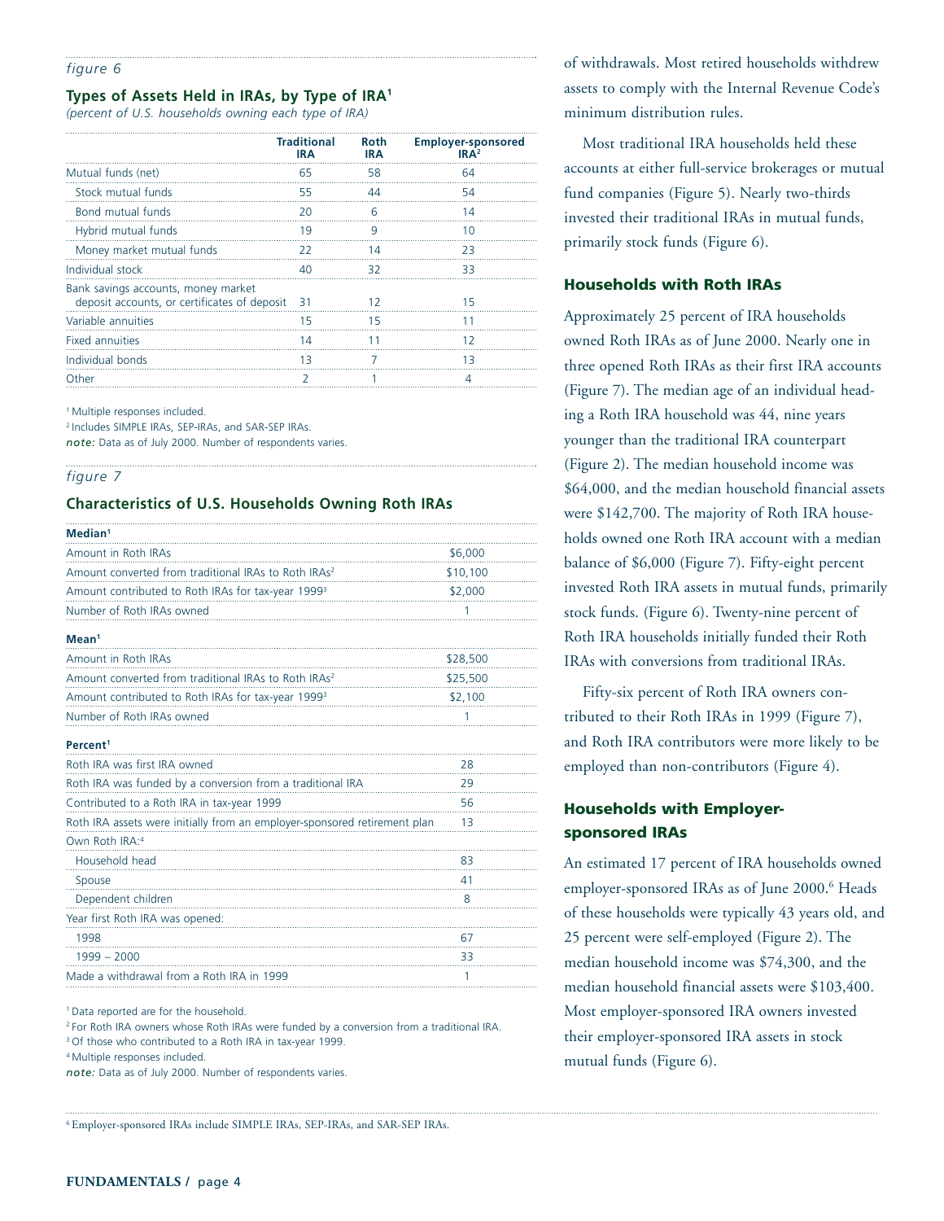*figure 6*

### Types of Assets Held in IRAs, by Type of IRA[1]

*(percent of U.S. households owning each type of IRA)*

| | Traditional IRA | Roth IRA | Employer-sponsored IRA[2] |
|---|---|---|---|
| Mutual funds (net) | 65 | 58 | 64 |
| Stock mutual funds | 55 | 44 | 54 |
| Bond mutual funds | 20 | 6 | 14 |
| Hybrid mutual funds | 19 | 9 | 10 |
| Money market mutual funds | 22 | 14 | 23 |
| Individual stock | 40 | 32 | 33 |
| Bank savings accounts, money market deposit accounts, or certificates of deposit | 31 | 12 | 15 |
| Variable annuities | 15 | 15 | 11 |
| Fixed annuities | 14 | 11 | 12 |
| Individual bonds | 13 | 7 | 13 |
| Other | 2 | 1 | 4 |

[1] Multiple responses included.

[2] Includes SIMPLE IRAs, SEP-IRAs, and SAR-SEP IRAs.

*note:* Data as of July 2000. Number of respondents varies.

*figure 7*

### Characteristics of U.S. Households Owning Roth IRAs

| | |
|---|---|
| **Median**[1] | |
| Amount in Roth IRAs | $6,000 |
| Amount converted from traditional IRAs to Roth IRAs[2] | $10,100 |
| Amount contributed to Roth IRAs for tax-year 1999[3] | $2,000 |
| Number of Roth IRAs owned | 1 |
| **Mean**[1] | |
| Amount in Roth IRAs | $28,500 |
| Amount converted from traditional IRAs to Roth IRAs[2] | $25,500 |
| Amount contributed to Roth IRAs for tax-year 1999[3] | $2,100 |
| Number of Roth IRAs owned | 1 |
| **Percent**[1] | |
| Roth IRA was first IRA owned | 28 |
| Roth IRA was funded by a conversion from a traditional IRA | 29 |
| Contributed to a Roth IRA in tax-year 1999 | 56 |
| Roth IRA assets were initially from an employer-sponsored retirement plan | 13 |
| Own Roth IRA:[4] | |
| Household head | 83 |
| Spouse | 41 |
| Dependent children | 8 |
| Year first Roth IRA was opened: | |
| 1998 | 67 |
| 1999 – 2000 | 33 |
| Made a withdrawal from a Roth IRA in 1999 | 1 |

[1] Data reported are for the household.

[2] For Roth IRA owners whose Roth IRAs were funded by a conversion from a traditional IRA.

[3] Of those who contributed to a Roth IRA in tax-year 1999.

[4] Multiple responses included.

*note:* Data as of July 2000. Number of respondents varies.

of withdrawals. Most retired households withdrew assets to comply with the Internal Revenue Code's minimum distribution rules.

Most traditional IRA households held these accounts at either full-service brokerages or mutual fund companies (Figure 5). Nearly two-thirds invested their traditional IRAs in mutual funds, primarily stock funds (Figure 6).

## Households with Roth IRAs

Approximately 25 percent of IRA households owned Roth IRAs as of June 2000. Nearly one in three opened Roth IRAs as their first IRA accounts (Figure 7). The median age of an individual heading a Roth IRA household was 44, nine years younger than the traditional IRA counterpart (Figure 2). The median household income was $64,000, and the median household financial assets were $142,700. The majority of Roth IRA households owned one Roth IRA account with a median balance of $6,000 (Figure 7). Fifty-eight percent invested Roth IRA assets in mutual funds, primarily stock funds. (Figure 6). Twenty-nine percent of Roth IRA households initially funded their Roth IRAs with conversions from traditional IRAs.

Fifty-six percent of Roth IRA owners contributed to their Roth IRAs in 1999 (Figure 7), and Roth IRA contributors were more likely to be employed than non-contributors (Figure 4).

## Households with Employer-sponsored IRAs

An estimated 17 percent of IRA households owned employer-sponsored IRAs as of June 2000.[6] Heads of these households were typically 43 years old, and 25 percent were self-employed (Figure 2). The median household income was $74,300, and the median household financial assets were $103,400. Most employer-sponsored IRA owners invested their employer-sponsored IRA assets in stock mutual funds (Figure 6).

[6] Employer-sponsored IRAs include SIMPLE IRAs, SEP-IRAs, and SAR-SEP IRAs.